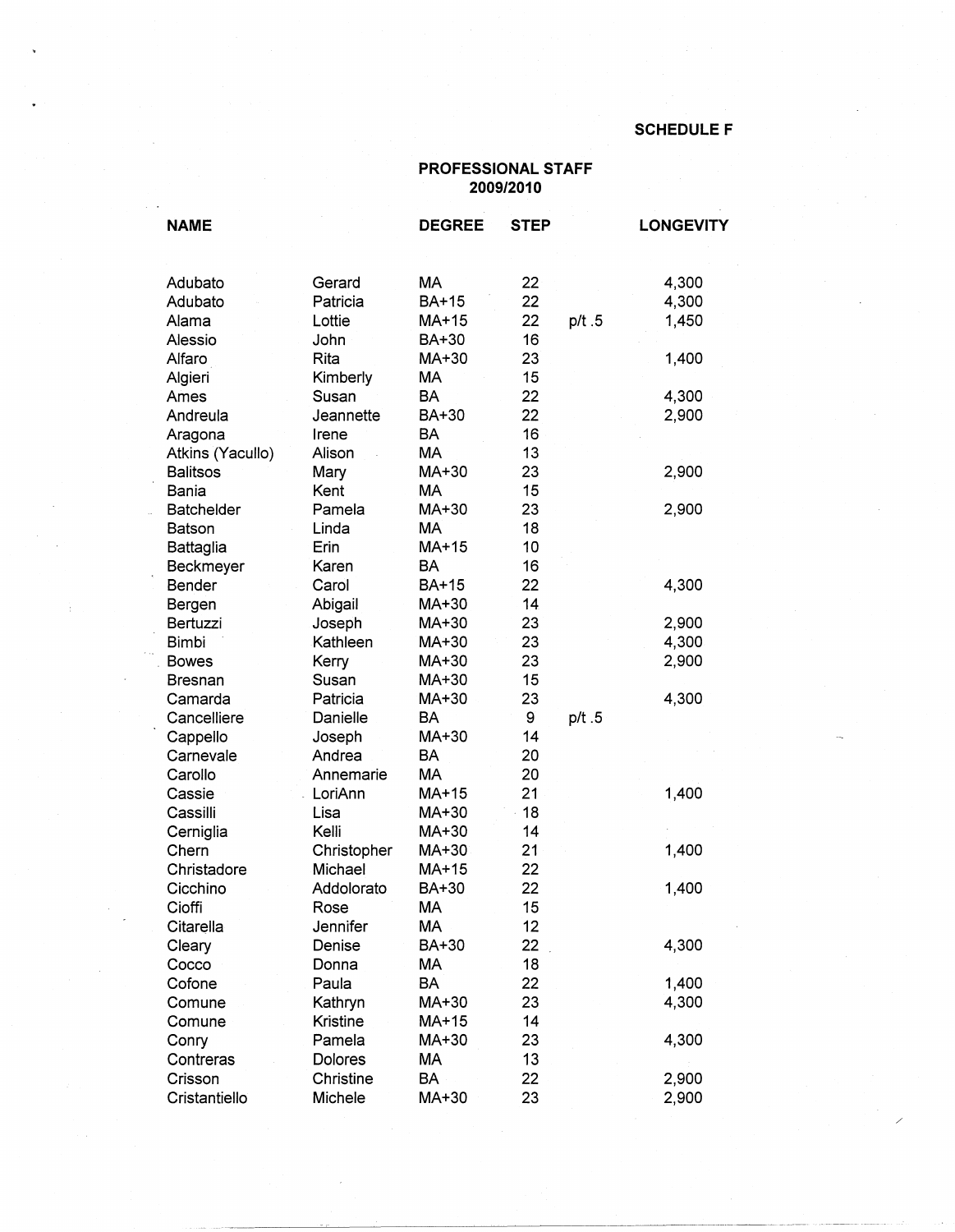**SCHEDULE F**

**PROFESSIONAL STAFF**
**2009/2010**

| NAME | | DEGREE | STEP | | LONGEVITY |
|---|---|---|---|---|---|
| Adubato | Gerard | MA | 22 | | 4,300 |
| Adubato | Patricia | BA+15 | 22 | | 4,300 |
| Alama | Lottie | MA+15 | 22 | p/t .5 | 1,450 |
| Alessio | John | BA+30 | 16 | | |
| Alfaro | Rita | MA+30 | 23 | | 1,400 |
| Algieri | Kimberly | MA | 15 | | |
| Ames | Susan | BA | 22 | | 4,300 |
| Andreula | Jeannette | BA+30 | 22 | | 2,900 |
| Aragona | Irene | BA | 16 | | |
| Atkins (Yacullo) | Alison | MA | 13 | | |
| Balitsos | Mary | MA+30 | 23 | | 2,900 |
| Bania | Kent | MA | 15 | | |
| Batchelder | Pamela | MA+30 | 23 | | 2,900 |
| Batson | Linda | MA | 18 | | |
| Battaglia | Erin | MA+15 | 10 | | |
| Beckmeyer | Karen | BA | 16 | | |
| Bender | Carol | BA+15 | 22 | | 4,300 |
| Bergen | Abigail | MA+30 | 14 | | |
| Bertuzzi | Joseph | MA+30 | 23 | | 2,900 |
| Bimbi | Kathleen | MA+30 | 23 | | 4,300 |
| Bowes | Kerry | MA+30 | 23 | | 2,900 |
| Bresnan | Susan | MA+30 | 15 | | |
| Camarda | Patricia | MA+30 | 23 | | 4,300 |
| Cancelliere | Danielle | BA | 9 | p/t .5 | |
| Cappello | Joseph | MA+30 | 14 | | |
| Carnevale | Andrea | BA | 20 | | |
| Carollo | Annemarie | MA | 20 | | |
| Cassie | LoriAnn | MA+15 | 21 | | 1,400 |
| Cassilli | Lisa | MA+30 | 18 | | |
| Cerniglia | Kelli | MA+30 | 14 | | |
| Chern | Christopher | MA+30 | 21 | | 1,400 |
| Christadore | Michael | MA+15 | 22 | | |
| Cicchino | Addolorato | BA+30 | 22 | | 1,400 |
| Cioffi | Rose | MA | 15 | | |
| Citarella | Jennifer | MA | 12 | | |
| Cleary | Denise | BA+30 | 22 | | 4,300 |
| Cocco | Donna | MA | 18 | | |
| Cofone | Paula | BA | 22 | | 1,400 |
| Comune | Kathryn | MA+30 | 23 | | 4,300 |
| Comune | Kristine | MA+15 | 14 | | |
| Conry | Pamela | MA+30 | 23 | | 4,300 |
| Contreras | Dolores | MA | 13 | | |
| Crisson | Christine | BA | 22 | | 2,900 |
| Cristantiello | Michele | MA+30 | 23 | | 2,900 |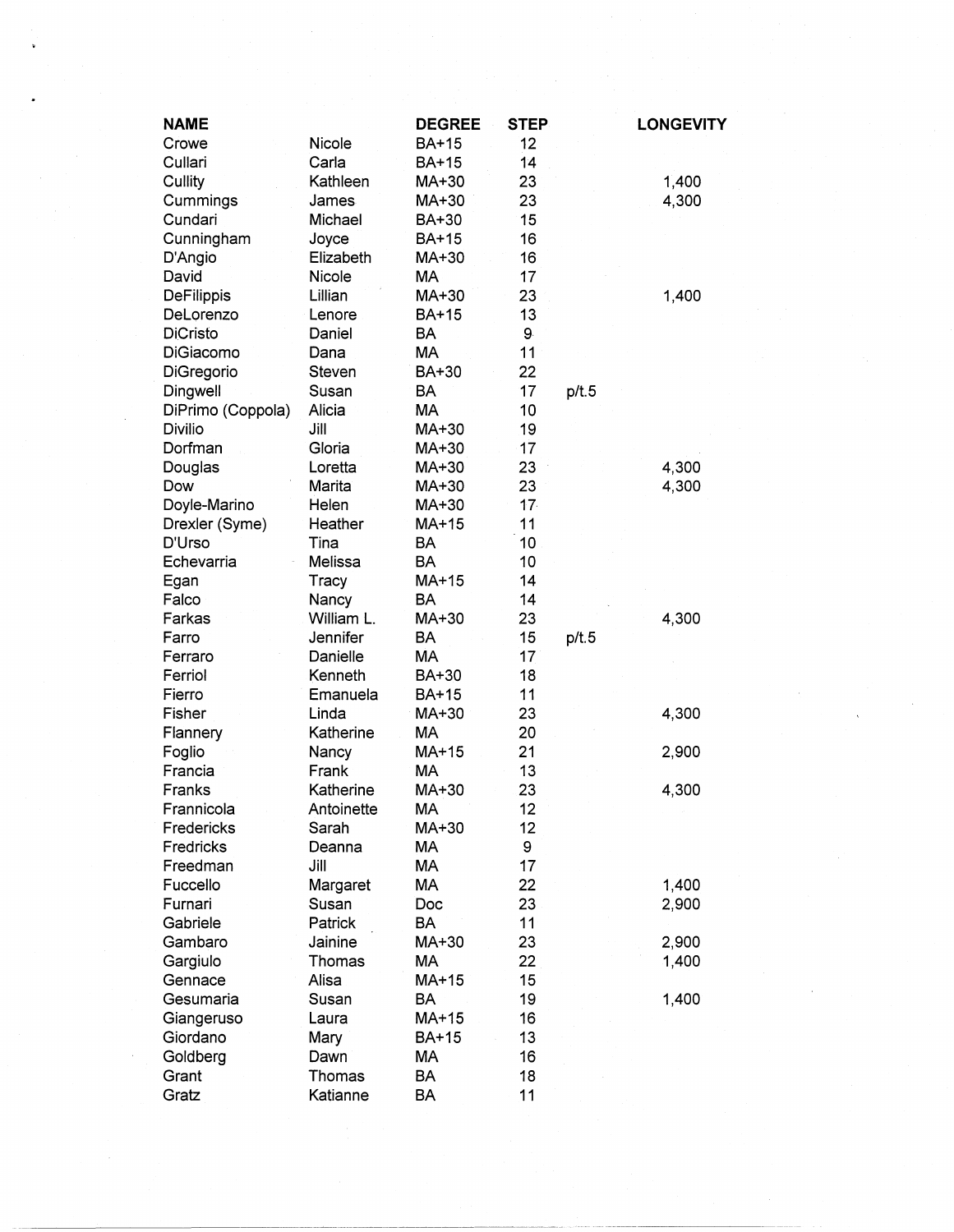| NAME | | DEGREE | STEP | | LONGEVITY |
|---|---|---|---|---|---|
| Crowe | Nicole | BA+15 | 12 | | |
| Cullari | Carla | BA+15 | 14 | | |
| Cullity | Kathleen | MA+30 | 23 | | 1,400 |
| Cummings | James | MA+30 | 23 | | 4,300 |
| Cundari | Michael | BA+30 | 15 | | |
| Cunningham | Joyce | BA+15 | 16 | | |
| D'Angio | Elizabeth | MA+30 | 16 | | |
| David | Nicole | MA | 17 | | |
| DeFilippis | Lillian | MA+30 | 23 | | 1,400 |
| DeLorenzo | Lenore | BA+15 | 13 | | |
| DiCristo | Daniel | BA | 9 | | |
| DiGiacomo | Dana | MA | 11 | | |
| DiGregorio | Steven | BA+30 | 22 | | |
| Dingwell | Susan | BA | 17 | p/t.5 | |
| DiPrimo (Coppola) | Alicia | MA | 10 | | |
| Divilio | Jill | MA+30 | 19 | | |
| Dorfman | Gloria | MA+30 | 17 | | |
| Douglas | Loretta | MA+30 | 23 | | 4,300 |
| Dow | Marita | MA+30 | 23 | | 4,300 |
| Doyle-Marino | Helen | MA+30 | 17 | | |
| Drexler (Syme) | Heather | MA+15 | 11 | | |
| D'Urso | Tina | BA | 10 | | |
| Echevarria | Melissa | BA | 10 | | |
| Egan | Tracy | MA+15 | 14 | | |
| Falco | Nancy | BA | 14 | | |
| Farkas | William L. | MA+30 | 23 | | 4,300 |
| Farro | Jennifer | BA | 15 | p/t.5 | |
| Ferraro | Danielle | MA | 17 | | |
| Ferriol | Kenneth | BA+30 | 18 | | |
| Fierro | Emanuela | BA+15 | 11 | | |
| Fisher | Linda | MA+30 | 23 | | 4,300 |
| Flannery | Katherine | MA | 20 | | |
| Foglio | Nancy | MA+15 | 21 | | 2,900 |
| Francia | Frank | MA | 13 | | |
| Franks | Katherine | MA+30 | 23 | | 4,300 |
| Frannicola | Antoinette | MA | 12 | | |
| Fredericks | Sarah | MA+30 | 12 | | |
| Fredricks | Deanna | MA | 9 | | |
| Freedman | Jill | MA | 17 | | |
| Fuccello | Margaret | MA | 22 | | 1,400 |
| Furnari | Susan | Doc | 23 | | 2,900 |
| Gabriele | Patrick | BA | 11 | | |
| Gambaro | Jainine | MA+30 | 23 | | 2,900 |
| Gargiulo | Thomas | MA | 22 | | 1,400 |
| Gennace | Alisa | MA+15 | 15 | | |
| Gesumaria | Susan | BA | 19 | | 1,400 |
| Giangeruso | Laura | MA+15 | 16 | | |
| Giordano | Mary | BA+15 | 13 | | |
| Goldberg | Dawn | MA | 16 | | |
| Grant | Thomas | BA | 18 | | |
| Gratz | Katianne | BA | 11 | | |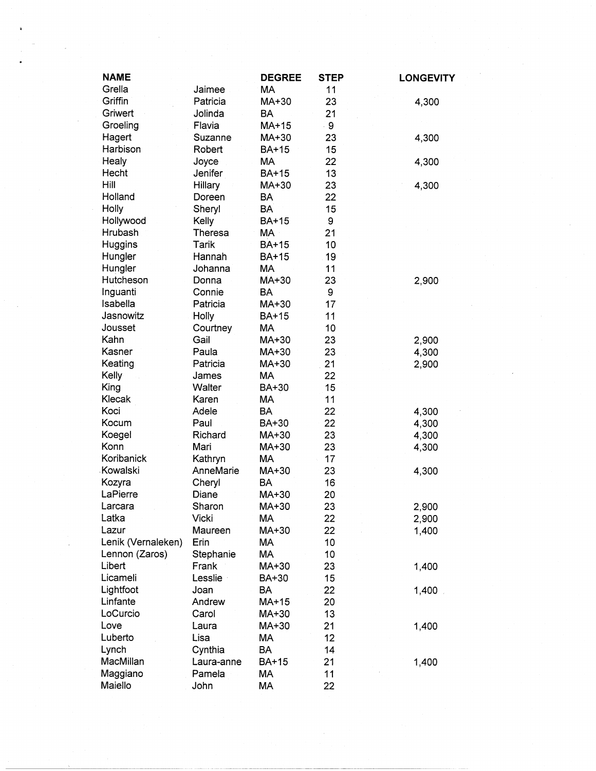| NAME | | DEGREE | STEP | LONGEVITY |
|---|---|---|---|---|
| Grella | Jaimee | MA | 11 | |
| Griffin | Patricia | MA+30 | 23 | 4,300 |
| Griwert | Jolinda | BA | 21 | |
| Groeling | Flavia | MA+15 | 9 | |
| Hagert | Suzanne | MA+30 | 23 | 4,300 |
| Harbison | Robert | BA+15 | 15 | |
| Healy | Joyce | MA | 22 | 4,300 |
| Hecht | Jenifer | BA+15 | 13 | |
| Hill | Hillary | MA+30 | 23 | 4,300 |
| Holland | Doreen | BA | 22 | |
| Holly | Sheryl | BA | 15 | |
| Hollywood | Kelly | BA+15 | 9 | |
| Hrubash | Theresa | MA | 21 | |
| Huggins | Tarik | BA+15 | 10 | |
| Hungler | Hannah | BA+15 | 19 | |
| Hungler | Johanna | MA | 11 | |
| Hutcheson | Donna | MA+30 | 23 | 2,900 |
| Inguanti | Connie | BA | 9 | |
| Isabella | Patricia | MA+30 | 17 | |
| Jasnowitz | Holly | BA+15 | 11 | |
| Jousset | Courtney | MA | 10 | |
| Kahn | Gail | MA+30 | 23 | 2,900 |
| Kasner | Paula | MA+30 | 23 | 4,300 |
| Keating | Patricia | MA+30 | 21 | 2,900 |
| Kelly | James | MA | 22 | |
| King | Walter | BA+30 | 15 | |
| Klecak | Karen | MA | 11 | |
| Koci | Adele | BA | 22 | 4,300 |
| Kocum | Paul | BA+30 | 22 | 4,300 |
| Koegel | Richard | MA+30 | 23 | 4,300 |
| Konn | Mari | MA+30 | 23 | 4,300 |
| Koribanick | Kathryn | MA | 17 | |
| Kowalski | AnneMarie | MA+30 | 23 | 4,300 |
| Kozyra | Cheryl | BA | 16 | |
| LaPierre | Diane | MA+30 | 20 | |
| Larcara | Sharon | MA+30 | 23 | 2,900 |
| Latka | Vicki | MA | 22 | 2,900 |
| Lazur | Maureen | MA+30 | 22 | 1,400 |
| Lenik (Vernaleken) | Erin | MA | 10 | |
| Lennon (Zaros) | Stephanie | MA | 10 | |
| Libert | Frank | MA+30 | 23 | 1,400 |
| Licameli | Lesslie | BA+30 | 15 | |
| Lightfoot | Joan | BA | 22 | 1,400 |
| Linfante | Andrew | MA+15 | 20 | |
| LoCurcio | Carol | MA+30 | 13 | |
| Love | Laura | MA+30 | 21 | 1,400 |
| Luberto | Lisa | MA | 12 | |
| Lynch | Cynthia | BA | 14 | |
| MacMillan | Laura-anne | BA+15 | 21 | 1,400 |
| Maggiano | Pamela | MA | 11 | |
| Maiello | John | MA | 22 | |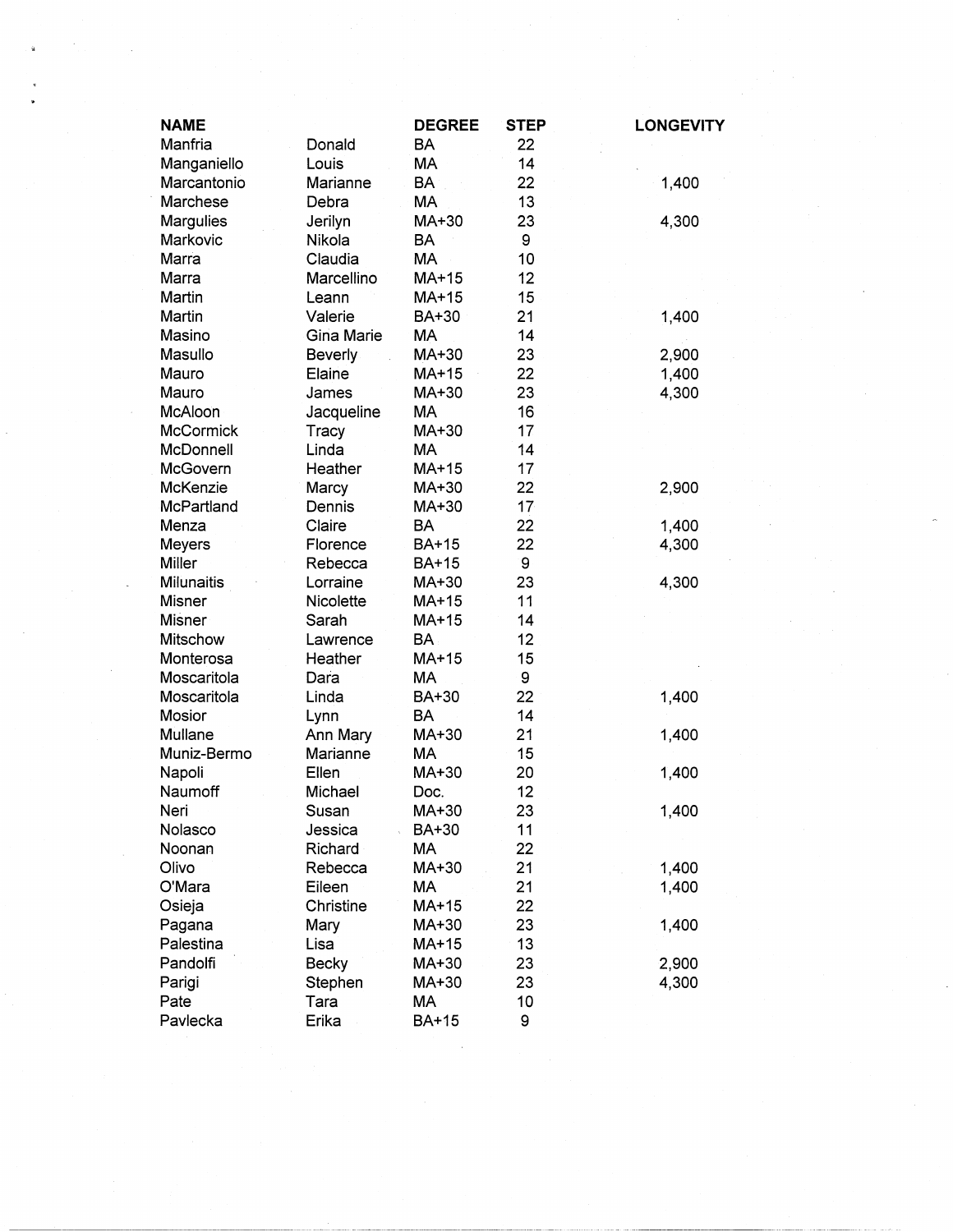| NAME | | DEGREE | STEP | LONGEVITY |
|---|---|---|---|---|
| Manfria | Donald | BA | 22 | |
| Manganiello | Louis | MA | 14 | |
| Marcantonio | Marianne | BA | 22 | 1,400 |
| Marchese | Debra | MA | 13 | |
| Margulies | Jerilyn | MA+30 | 23 | 4,300 |
| Markovic | Nikola | BA | 9 | |
| Marra | Claudia | MA | 10 | |
| Marra | Marcellino | MA+15 | 12 | |
| Martin | Leann | MA+15 | 15 | |
| Martin | Valerie | BA+30 | 21 | 1,400 |
| Masino | Gina Marie | MA | 14 | |
| Masullo | Beverly | MA+30 | 23 | 2,900 |
| Mauro | Elaine | MA+15 | 22 | 1,400 |
| Mauro | James | MA+30 | 23 | 4,300 |
| McAloon | Jacqueline | MA | 16 | |
| McCormick | Tracy | MA+30 | 17 | |
| McDonnell | Linda | MA | 14 | |
| McGovern | Heather | MA+15 | 17 | |
| McKenzie | Marcy | MA+30 | 22 | 2,900 |
| McPartland | Dennis | MA+30 | 17 | |
| Menza | Claire | BA | 22 | 1,400 |
| Meyers | Florence | BA+15 | 22 | 4,300 |
| Miller | Rebecca | BA+15 | 9 | |
| Milunaitis | Lorraine | MA+30 | 23 | 4,300 |
| Misner | Nicolette | MA+15 | 11 | |
| Misner | Sarah | MA+15 | 14 | |
| Mitschow | Lawrence | BA | 12 | |
| Monterosa | Heather | MA+15 | 15 | |
| Moscaritola | Dara | MA | 9 | |
| Moscaritola | Linda | BA+30 | 22 | 1,400 |
| Mosior | Lynn | BA | 14 | |
| Mullane | Ann Mary | MA+30 | 21 | 1,400 |
| Muniz-Bermo | Marianne | MA | 15 | |
| Napoli | Ellen | MA+30 | 20 | 1,400 |
| Naumoff | Michael | Doc. | 12 | |
| Neri | Susan | MA+30 | 23 | 1,400 |
| Nolasco | Jessica | BA+30 | 11 | |
| Noonan | Richard | MA | 22 | |
| Olivo | Rebecca | MA+30 | 21 | 1,400 |
| O'Mara | Eileen | MA | 21 | 1,400 |
| Osieja | Christine | MA+15 | 22 | |
| Pagana | Mary | MA+30 | 23 | 1,400 |
| Palestina | Lisa | MA+15 | 13 | |
| Pandolfi | Becky | MA+30 | 23 | 2,900 |
| Parigi | Stephen | MA+30 | 23 | 4,300 |
| Pate | Tara | MA | 10 | |
| Pavlecka | Erika | BA+15 | 9 | |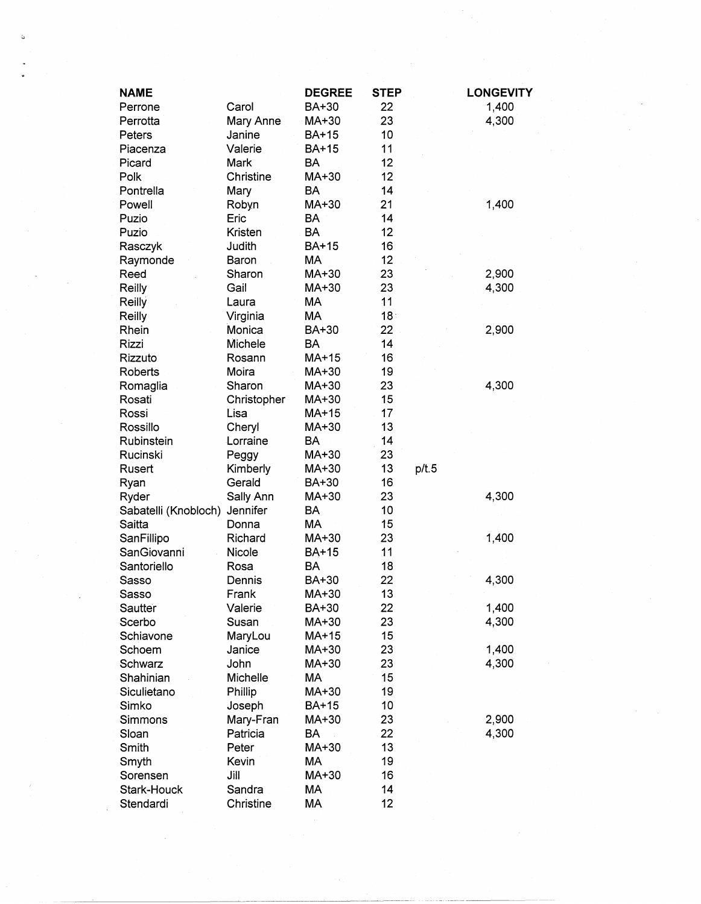| NAME | | DEGREE | STEP | | LONGEVITY |
| --- | --- | --- | --- | --- | --- |
| Perrone | Carol | BA+30 | 22 | | 1,400 |
| Perrotta | Mary Anne | MA+30 | 23 | | 4,300 |
| Peters | Janine | BA+15 | 10 | | |
| Piacenza | Valerie | BA+15 | 11 | | |
| Picard | Mark | BA | 12 | | |
| Polk | Christine | MA+30 | 12 | | |
| Pontrella | Mary | BA | 14 | | |
| Powell | Robyn | MA+30 | 21 | | 1,400 |
| Puzio | Eric | BA | 14 | | |
| Puzio | Kristen | BA | 12 | | |
| Rasczyk | Judith | BA+15 | 16 | | |
| Raymonde | Baron | MA | 12 | | |
| Reed | Sharon | MA+30 | 23 | | 2,900 |
| Reilly | Gail | MA+30 | 23 | | 4,300 |
| Reilly | Laura | MA | 11 | | |
| Reilly | Virginia | MA | 18 | | |
| Rhein | Monica | BA+30 | 22 | | 2,900 |
| Rizzi | Michele | BA | 14 | | |
| Rizzuto | Rosann | MA+15 | 16 | | |
| Roberts | Moira | MA+30 | 19 | | |
| Romaglia | Sharon | MA+30 | 23 | | 4,300 |
| Rosati | Christopher | MA+30 | 15 | | |
| Rossi | Lisa | MA+15 | 17 | | |
| Rossillo | Cheryl | MA+30 | 13 | | |
| Rubinstein | Lorraine | BA | 14 | | |
| Rucinski | Peggy | MA+30 | 23 | | |
| Rusert | Kimberly | MA+30 | 13 | p/t.5 | |
| Ryan | Gerald | BA+30 | 16 | | |
| Ryder | Sally Ann | MA+30 | 23 | | 4,300 |
| Sabatelli (Knobloch) | Jennifer | BA | 10 | | |
| Saitta | Donna | MA | 15 | | |
| SanFillipo | Richard | MA+30 | 23 | | 1,400 |
| SanGiovanni | Nicole | BA+15 | 11 | | |
| Santoriello | Rosa | BA | 18 | | |
| Sasso | Dennis | BA+30 | 22 | | 4,300 |
| Sasso | Frank | MA+30 | 13 | | |
| Sautter | Valerie | BA+30 | 22 | | 1,400 |
| Scerbo | Susan | MA+30 | 23 | | 4,300 |
| Schiavone | MaryLou | MA+15 | 15 | | |
| Schoem | Janice | MA+30 | 23 | | 1,400 |
| Schwarz | John | MA+30 | 23 | | 4,300 |
| Shahinian | Michelle | MA | 15 | | |
| Siculietano | Phillip | MA+30 | 19 | | |
| Simko | Joseph | BA+15 | 10 | | |
| Simmons | Mary-Fran | MA+30 | 23 | | 2,900 |
| Sloan | Patricia | BA | 22 | | 4,300 |
| Smith | Peter | MA+30 | 13 | | |
| Smyth | Kevin | MA | 19 | | |
| Sorensen | Jill | MA+30 | 16 | | |
| Stark-Houck | Sandra | MA | 14 | | |
| Stendardi | Christine | MA | 12 | | |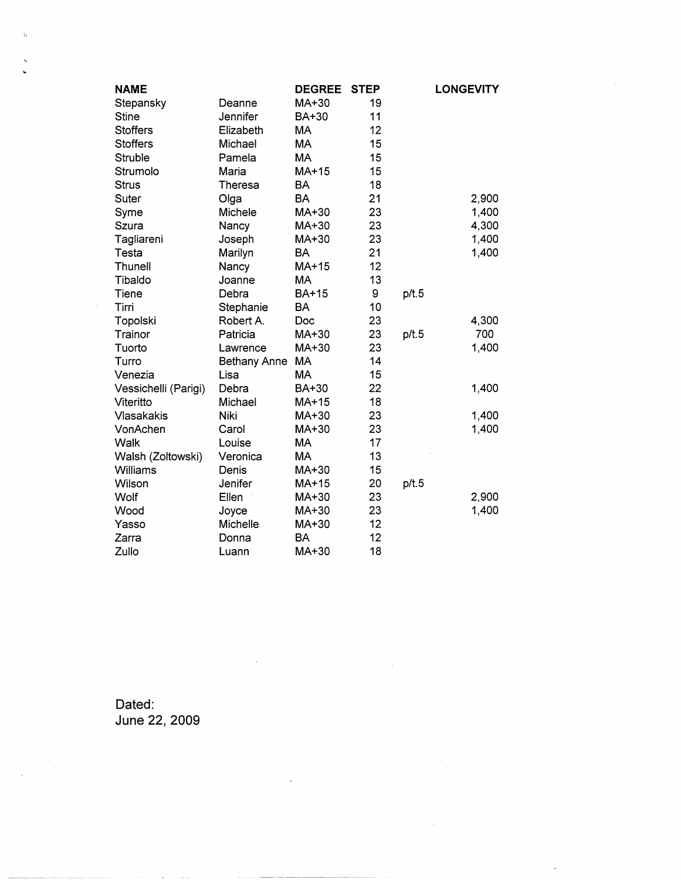| NAME | | DEGREE | STEP | | LONGEVITY |
|---|---|---|---|---|---|
| Stepansky | Deanne | MA+30 | 19 | | |
| Stine | Jennifer | BA+30 | 11 | | |
| Stoffers | Elizabeth | MA | 12 | | |
| Stoffers | Michael | MA | 15 | | |
| Struble | Pamela | MA | 15 | | |
| Strumolo | Maria | MA+15 | 15 | | |
| Strus | Theresa | BA | 18 | | |
| Suter | Olga | BA | 21 | | 2,900 |
| Syme | Michele | MA+30 | 23 | | 1,400 |
| Szura | Nancy | MA+30 | 23 | | 4,300 |
| Tagliareni | Joseph | MA+30 | 23 | | 1,400 |
| Testa | Marilyn | BA | 21 | | 1,400 |
| Thunell | Nancy | MA+15 | 12 | | |
| Tibaldo | Joanne | MA | 13 | | |
| Tiene | Debra | BA+15 | 9 | p/t.5 | |
| Tirri | Stephanie | BA | 10 | | |
| Topolski | Robert A. | Doc | 23 | | 4,300 |
| Trainor | Patricia | MA+30 | 23 | p/t.5 | 700 |
| Tuorto | Lawrence | MA+30 | 23 | | 1,400 |
| Turro | Bethany Anne | MA | 14 | | |
| Venezia | Lisa | MA | 15 | | |
| Vessichelli (Parigi) | Debra | BA+30 | 22 | | 1,400 |
| Viteritto | Michael | MA+15 | 18 | | |
| Vlasakakis | Niki | MA+30 | 23 | | 1,400 |
| VonAchen | Carol | MA+30 | 23 | | 1,400 |
| Walk | Louise | MA | 17 | | |
| Walsh (Zoltowski) | Veronica | MA | 13 | | |
| Williams | Denis | MA+30 | 15 | | |
| Wilson | Jenifer | MA+15 | 20 | p/t.5 | |
| Wolf | Ellen | MA+30 | 23 | | 2,900 |
| Wood | Joyce | MA+30 | 23 | | 1,400 |
| Yasso | Michelle | MA+30 | 12 | | |
| Zarra | Donna | BA | 12 | | |
| Zullo | Luann | MA+30 | 18 | | |

Dated:
June 22, 2009